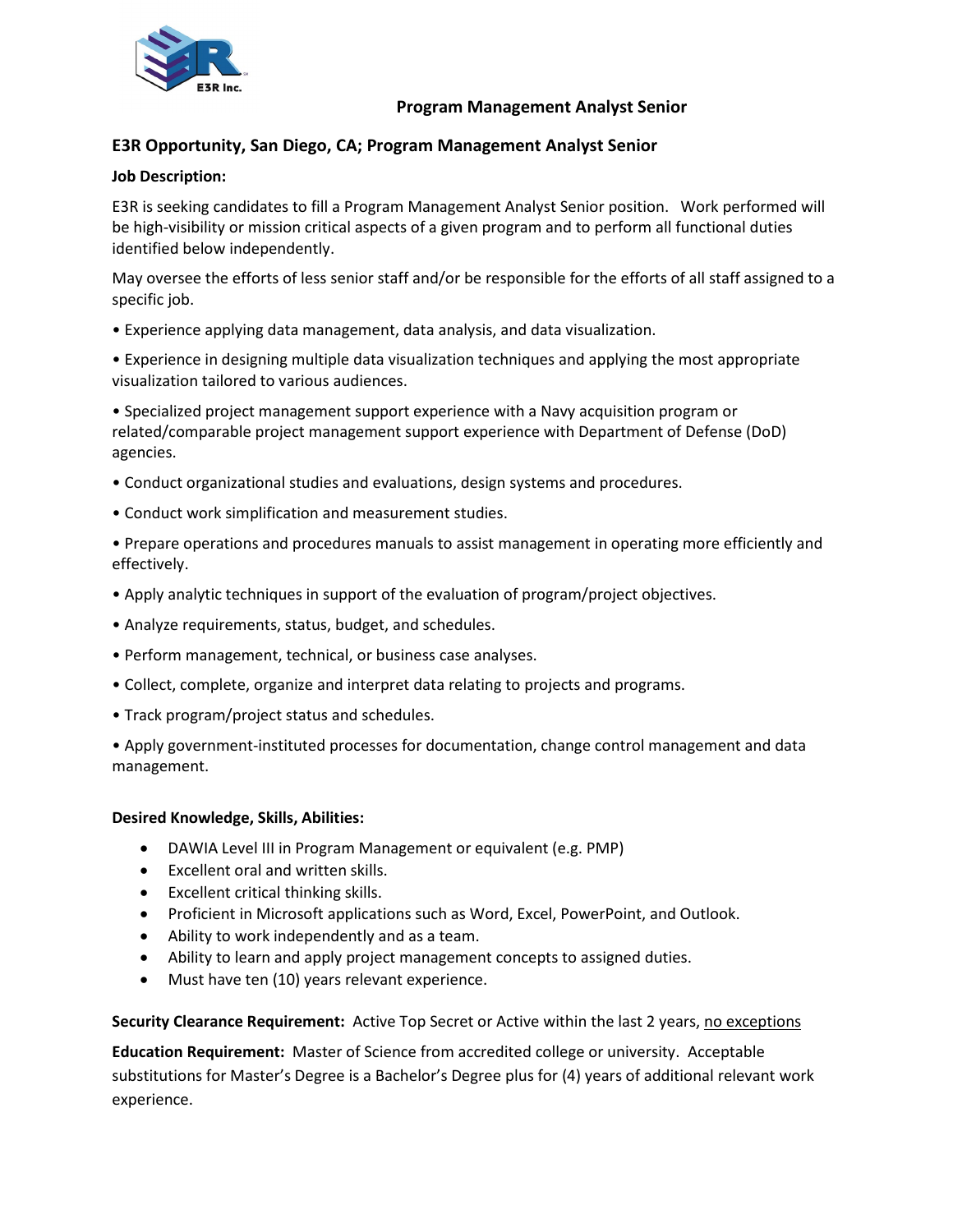# Program Management Analyst Senior

## E3R Opportunity, San Diego, CA; Program Management Analyst Senior

**Job Description:**

E3R is seeking candidates to fill a Program Management Analyst Senior position. Work performed will be high-visibility or mission critical aspects of a given program and to perform all functional duties identified below independently.

May oversee the efforts of less senior staff and/or be responsible for the efforts of all staff assigned to a specific job.

• Experience applying data management, data analysis, and data visualization.

• Experience in designing multiple data visualization techniques and applying the most appropriate visualization tailored to various audiences.

• Specialized project management support experience with a Navy acquisition program or related/comparable project management support experience with Department of Defense (DoD) agencies.

• Conduct organizational studies and evaluations, design systems and procedures.

• Conduct work simplification and measurement studies.

• Prepare operations and procedures manuals to assist management in operating more efficiently and effectively.

• Apply analytic techniques in support of the evaluation of program/project objectives.

• Analyze requirements, status, budget, and schedules.

• Perform management, technical, or business case analyses.

• Collect, complete, organize and interpret data relating to projects and programs.

• Track program/project status and schedules.

• Apply government-instituted processes for documentation, change control management and data management.

**Desired Knowledge, Skills, Abilities:**

- DAWIA Level III in Program Management or equivalent (e.g. PMP)
- Excellent oral and written skills.
- Excellent critical thinking skills.
- Proficient in Microsoft applications such as Word, Excel, PowerPoint, and Outlook.
- Ability to work independently and as a team.
- Ability to learn and apply project management concepts to assigned duties.
- Must have ten (10) years relevant experience.

**Security Clearance Requirement:** Active Top Secret or Active within the last 2 years, no exceptions

**Education Requirement:** Master of Science from accredited college or university. Acceptable substitutions for Master's Degree is a Bachelor's Degree plus for (4) years of additional relevant work experience.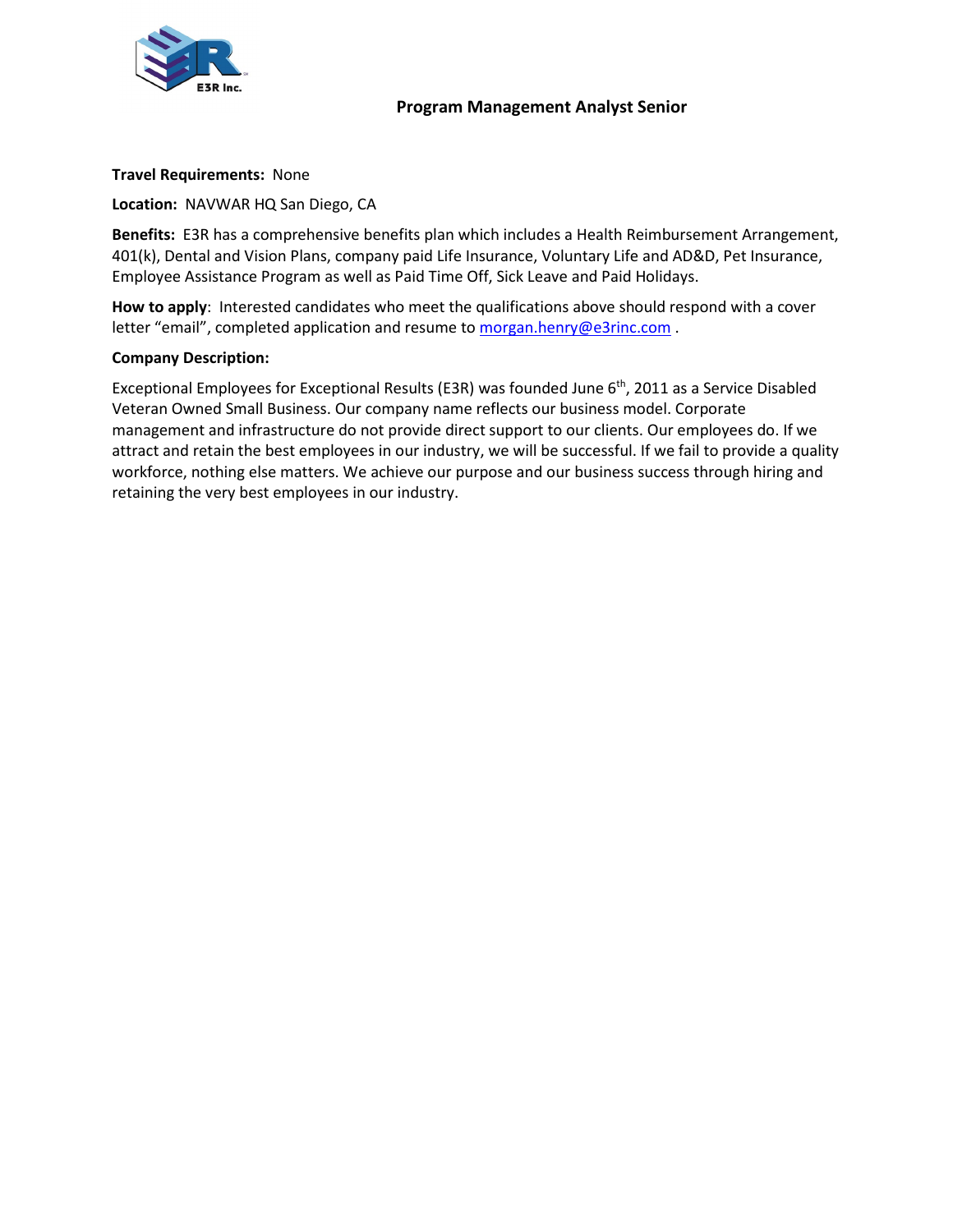E3R Inc.

## Program Management Analyst Senior

**Travel Requirements:** None

**Location:** NAVWAR HQ San Diego, CA

**Benefits:** E3R has a comprehensive benefits plan which includes a Health Reimbursement Arrangement, 401(k), Dental and Vision Plans, company paid Life Insurance, Voluntary Life and AD&D, Pet Insurance, Employee Assistance Program as well as Paid Time Off, Sick Leave and Paid Holidays.

**How to apply**: Interested candidates who meet the qualifications above should respond with a cover letter "email", completed application and resume to morgan.henry@e3rinc.com .

**Company Description:**

Exceptional Employees for Exceptional Results (E3R) was founded June 6th, 2011 as a Service Disabled Veteran Owned Small Business. Our company name reflects our business model. Corporate management and infrastructure do not provide direct support to our clients. Our employees do. If we attract and retain the best employees in our industry, we will be successful. If we fail to provide a quality workforce, nothing else matters. We achieve our purpose and our business success through hiring and retaining the very best employees in our industry.